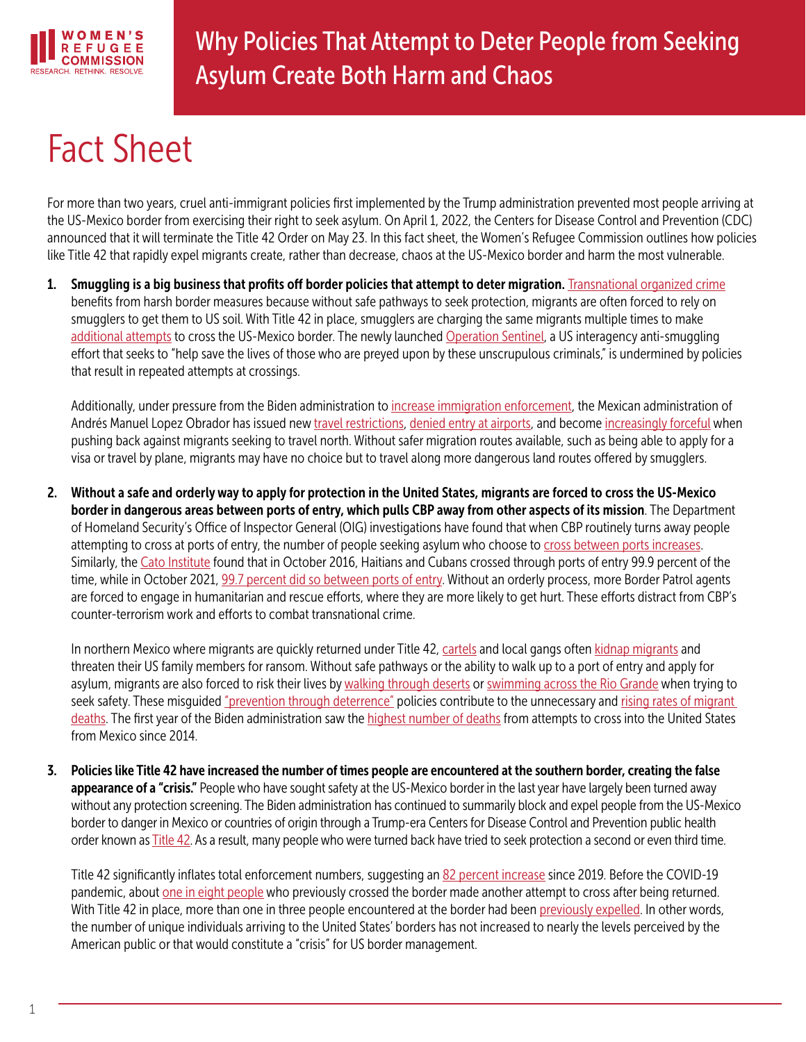WOMEN'S REFUGEE COMMISSION
RESEARCH. RETHINK. RESOLVE.

# Why Policies That Attempt to Deter People from Seeking Asylum Create Both Harm and Chaos

# Fact Sheet

For more than two years, cruel anti-immigrant policies first implemented by the Trump administration prevented most people arriving at the US-Mexico border from exercising their right to seek asylum. On April 1, 2022, the Centers for Disease Control and Prevention (CDC) announced that it will terminate the Title 42 Order on May 23. In this fact sheet, the Women's Refugee Commission outlines how policies like Title 42 that rapidly expel migrants create, rather than decrease, chaos at the US-Mexico border and harm the most vulnerable.

1. **Smuggling is a big business that profits off border policies that attempt to deter migration.** Transnational organized crime benefits from harsh border measures because without safe pathways to seek protection, migrants are often forced to rely on smugglers to get them to US soil. With Title 42 in place, smugglers are charging the same migrants multiple times to make additional attempts to cross the US-Mexico border. The newly launched Operation Sentinel, a US interagency anti-smuggling effort that seeks to "help save the lives of those who are preyed upon by these unscrupulous criminals," is undermined by policies that result in repeated attempts at crossings.

   Additionally, under pressure from the Biden administration to increase immigration enforcement, the Mexican administration of Andrés Manuel Lopez Obrador has issued new travel restrictions, denied entry at airports, and become increasingly forceful when pushing back against migrants seeking to travel north. Without safer migration routes available, such as being able to apply for a visa or travel by plane, migrants may have no choice but to travel along more dangerous land routes offered by smugglers.

2. **Without a safe and orderly way to apply for protection in the United States, migrants are forced to cross the US-Mexico border in dangerous areas between ports of entry, which pulls CBP away from other aspects of its mission**. The Department of Homeland Security's Office of Inspector General (OIG) investigations have found that when CBP routinely turns away people attempting to cross at ports of entry, the number of people seeking asylum who choose to cross between ports increases. Similarly, the Cato Institute found that in October 2016, Haitians and Cubans crossed through ports of entry 99.9 percent of the time, while in October 2021, 99.7 percent did so between ports of entry. Without an orderly process, more Border Patrol agents are forced to engage in humanitarian and rescue efforts, where they are more likely to get hurt. These efforts distract from CBP's counter-terrorism work and efforts to combat transnational crime.

   In northern Mexico where migrants are quickly returned under Title 42, cartels and local gangs often kidnap migrants and threaten their US family members for ransom. Without safe pathways or the ability to walk up to a port of entry and apply for asylum, migrants are also forced to risk their lives by walking through deserts or swimming across the Rio Grande when trying to seek safety. These misguided "prevention through deterrence" policies contribute to the unnecessary and rising rates of migrant deaths. The first year of the Biden administration saw the highest number of deaths from attempts to cross into the United States from Mexico since 2014.

3. **Policies like Title 42 have increased the number of times people are encountered at the southern border, creating the false appearance of a "crisis."** People who have sought safety at the US-Mexico border in the last year have largely been turned away without any protection screening. The Biden administration has continued to summarily block and expel people from the US-Mexico border to danger in Mexico or countries of origin through a Trump-era Centers for Disease Control and Prevention public health order known as Title 42. As a result, many people who were turned back have tried to seek protection a second or even third time.

   Title 42 significantly inflates total enforcement numbers, suggesting an 82 percent increase since 2019. Before the COVID-19 pandemic, about one in eight people who previously crossed the border made another attempt to cross after being returned. With Title 42 in place, more than one in three people encountered at the border had been previously expelled. In other words, the number of unique individuals arriving to the United States' borders has not increased to nearly the levels perceived by the American public or that would constitute a "crisis" for US border management.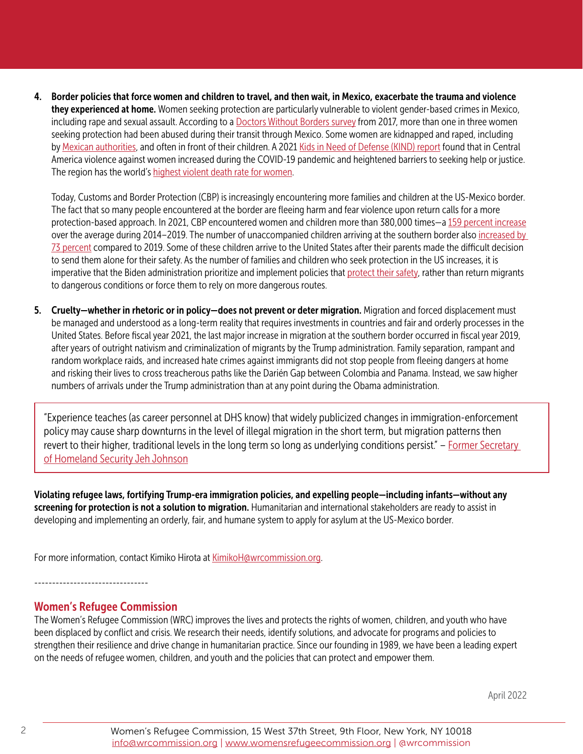4. **Border policies that force women and children to travel, and then wait, in Mexico, exacerbate the trauma and violence they experienced at home.** Women seeking protection are particularly vulnerable to violent gender-based crimes in Mexico, including rape and sexual assault. According to a Doctors Without Borders survey from 2017, more than one in three women seeking protection had been abused during their transit through Mexico. Some women are kidnapped and raped, including by Mexican authorities, and often in front of their children. A 2021 Kids in Need of Defense (KIND) report found that in Central America violence against women increased during the COVID-19 pandemic and heightened barriers to seeking help or justice. The region has the world's highest violent death rate for women.

   Today, Customs and Border Protection (CBP) is increasingly encountering more families and children at the US-Mexico border. The fact that so many people encountered at the border are fleeing harm and fear violence upon return calls for a more protection-based approach. In 2021, CBP encountered women and children more than 380,000 times—a 159 percent increase over the average during 2014–2019. The number of unaccompanied children arriving at the southern border also increased by 73 percent compared to 2019. Some of these children arrive to the United States after their parents made the difficult decision to send them alone for their safety. As the number of families and children who seek protection in the US increases, it is imperative that the Biden administration prioritize and implement policies that protect their safety, rather than return migrants to dangerous conditions or force them to rely on more dangerous routes.

5. **Cruelty—whether in rhetoric or in policy—does not prevent or deter migration.** Migration and forced displacement must be managed and understood as a long-term reality that requires investments in countries and fair and orderly processes in the United States. Before fiscal year 2021, the last major increase in migration at the southern border occurred in fiscal year 2019, after years of outright nativism and criminalization of migrants by the Trump administration. Family separation, rampant and random workplace raids, and increased hate crimes against immigrants did not stop people from fleeing dangers at home and risking their lives to cross treacherous paths like the Darién Gap between Colombia and Panama. Instead, we saw higher numbers of arrivals under the Trump administration than at any point during the Obama administration.

> "Experience teaches (as career personnel at DHS know) that widely publicized changes in immigration-enforcement policy may cause sharp downturns in the level of illegal migration in the short term, but migration patterns then revert to their higher, traditional levels in the long term so long as underlying conditions persist." – Former Secretary of Homeland Security Jeh Johnson

**Violating refugee laws, fortifying Trump-era immigration policies, and expelling people—including infants—without any screening for protection is not a solution to migration.** Humanitarian and international stakeholders are ready to assist in developing and implementing an orderly, fair, and humane system to apply for asylum at the US-Mexico border.

For more information, contact Kimiko Hirota at KimikoH@wrcommission.org.

--------------------------------

## Women's Refugee Commission

The Women's Refugee Commission (WRC) improves the lives and protects the rights of women, children, and youth who have been displaced by conflict and crisis. We research their needs, identify solutions, and advocate for programs and policies to strengthen their resilience and drive change in humanitarian practice. Since our founding in 1989, we have been a leading expert on the needs of refugee women, children, and youth and the policies that can protect and empower them.

April 2022

Women's Refugee Commission, 15 West 37th Street, 9th Floor, New York, NY 10018
info@wrcommission.org | www.womensrefugeecommission.org | @wrcommission